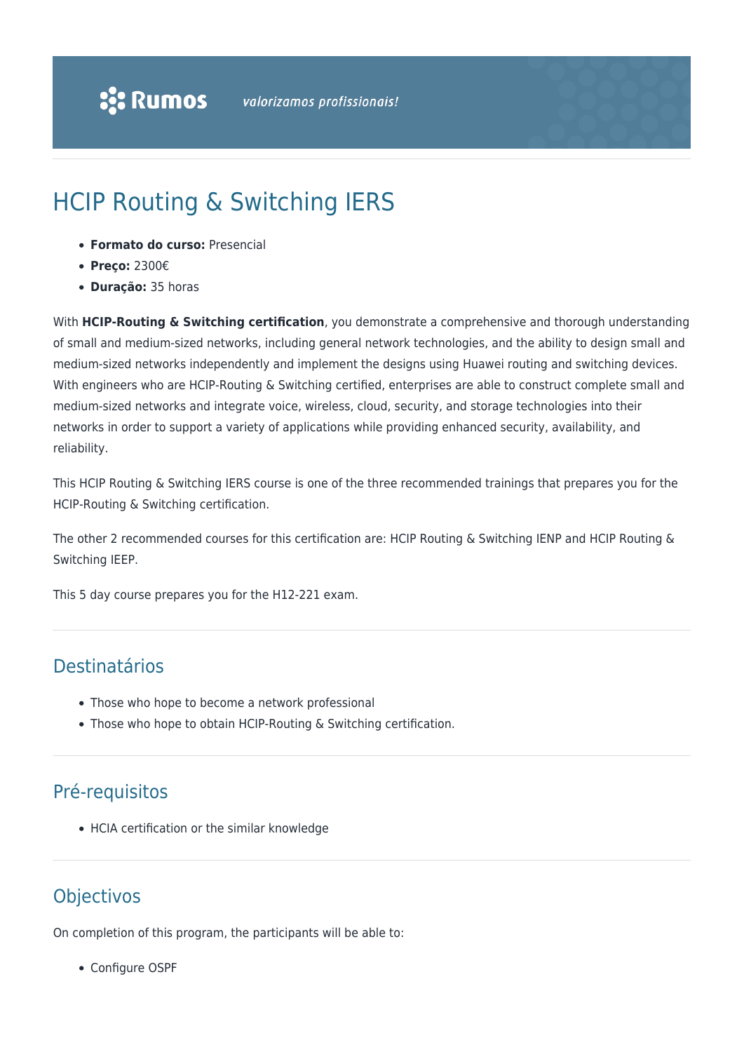# HCIP Routing & Switching IERS

- **Formato do curso:** Presencial
- **Preço:** 2300€
- **Duração:** 35 horas

With **HCIP-Routing & Switching certification**, you demonstrate a comprehensive and thorough understanding of small and medium-sized networks, including general network technologies, and the ability to design small and medium-sized networks independently and implement the designs using Huawei routing and switching devices. With engineers who are HCIP-Routing & Switching certified, enterprises are able to construct complete small and medium-sized networks and integrate voice, wireless, cloud, security, and storage technologies into their networks in order to support a variety of applications while providing enhanced security, availability, and reliability.

This HCIP Routing & Switching IERS course is one of the three recommended trainings that prepares you for the HCIP-Routing & Switching certification.

The other 2 recommended courses for this certification are: HCIP Routing & Switching IENP and HCIP Routing & Switching IEEP.

This 5 day course prepares you for the H12-221 exam.

## Destinatários

- Those who hope to become a network professional
- Those who hope to obtain HCIP-Routing & Switching certification.

## Pré-requisitos

- HCIA certification or the similar knowledge

## Objectivos

On completion of this program, the participants will be able to:

- Configure OSPF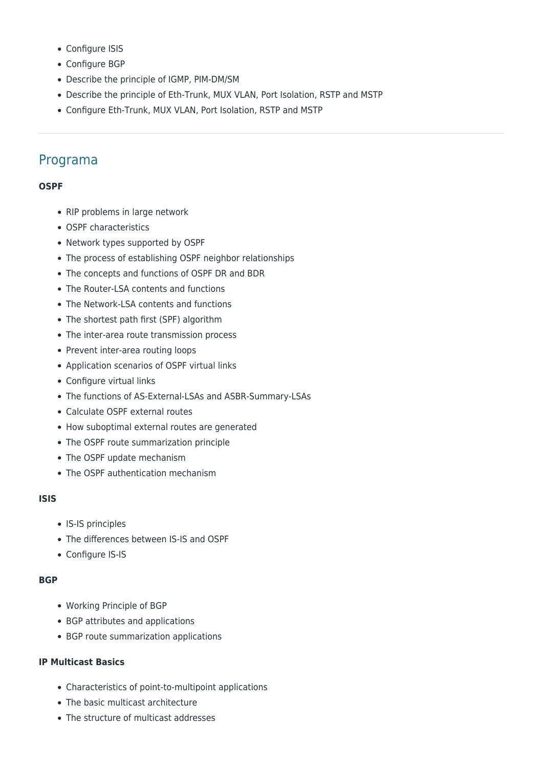- Configure ISIS
- Configure BGP
- Describe the principle of IGMP, PIM-DM/SM
- Describe the principle of Eth-Trunk, MUX VLAN, Port Isolation, RSTP and MSTP
- Configure Eth-Trunk, MUX VLAN, Port Isolation, RSTP and MSTP

---

## Programa

**OSPF**

- RIP problems in large network
- OSPF characteristics
- Network types supported by OSPF
- The process of establishing OSPF neighbor relationships
- The concepts and functions of OSPF DR and BDR
- The Router-LSA contents and functions
- The Network-LSA contents and functions
- The shortest path first (SPF) algorithm
- The inter-area route transmission process
- Prevent inter-area routing loops
- Application scenarios of OSPF virtual links
- Configure virtual links
- The functions of AS-External-LSAs and ASBR-Summary-LSAs
- Calculate OSPF external routes
- How suboptimal external routes are generated
- The OSPF route summarization principle
- The OSPF update mechanism
- The OSPF authentication mechanism

**ISIS**

- IS-IS principles
- The differences between IS-IS and OSPF
- Configure IS-IS

**BGP**

- Working Principle of BGP
- BGP attributes and applications
- BGP route summarization applications

**IP Multicast Basics**

- Characteristics of point-to-multipoint applications
- The basic multicast architecture
- The structure of multicast addresses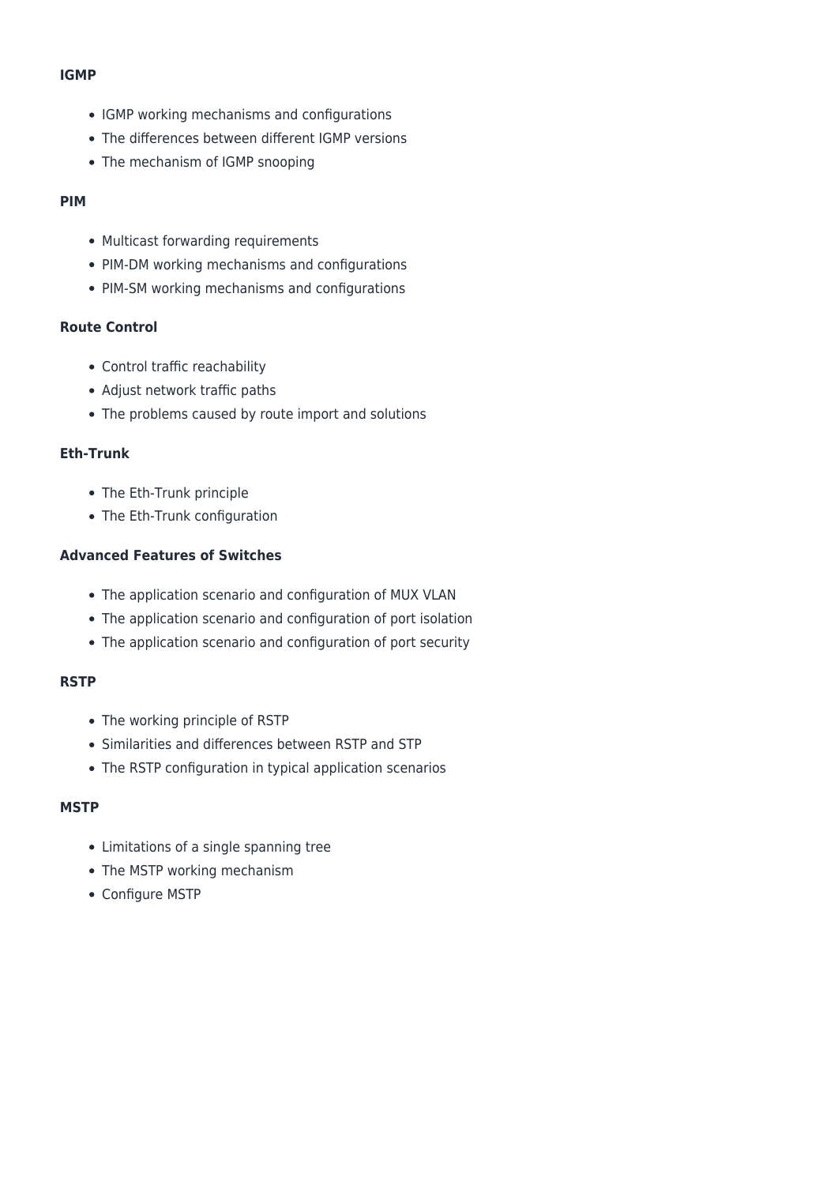**IGMP**

- IGMP working mechanisms and configurations
- The differences between different IGMP versions
- The mechanism of IGMP snooping

**PIM**

- Multicast forwarding requirements
- PIM-DM working mechanisms and configurations
- PIM-SM working mechanisms and configurations

**Route Control**

- Control traffic reachability
- Adjust network traffic paths
- The problems caused by route import and solutions

**Eth-Trunk**

- The Eth-Trunk principle
- The Eth-Trunk configuration

**Advanced Features of Switches**

- The application scenario and configuration of MUX VLAN
- The application scenario and configuration of port isolation
- The application scenario and configuration of port security

**RSTP**

- The working principle of RSTP
- Similarities and differences between RSTP and STP
- The RSTP configuration in typical application scenarios

**MSTP**

- Limitations of a single spanning tree
- The MSTP working mechanism
- Configure MSTP